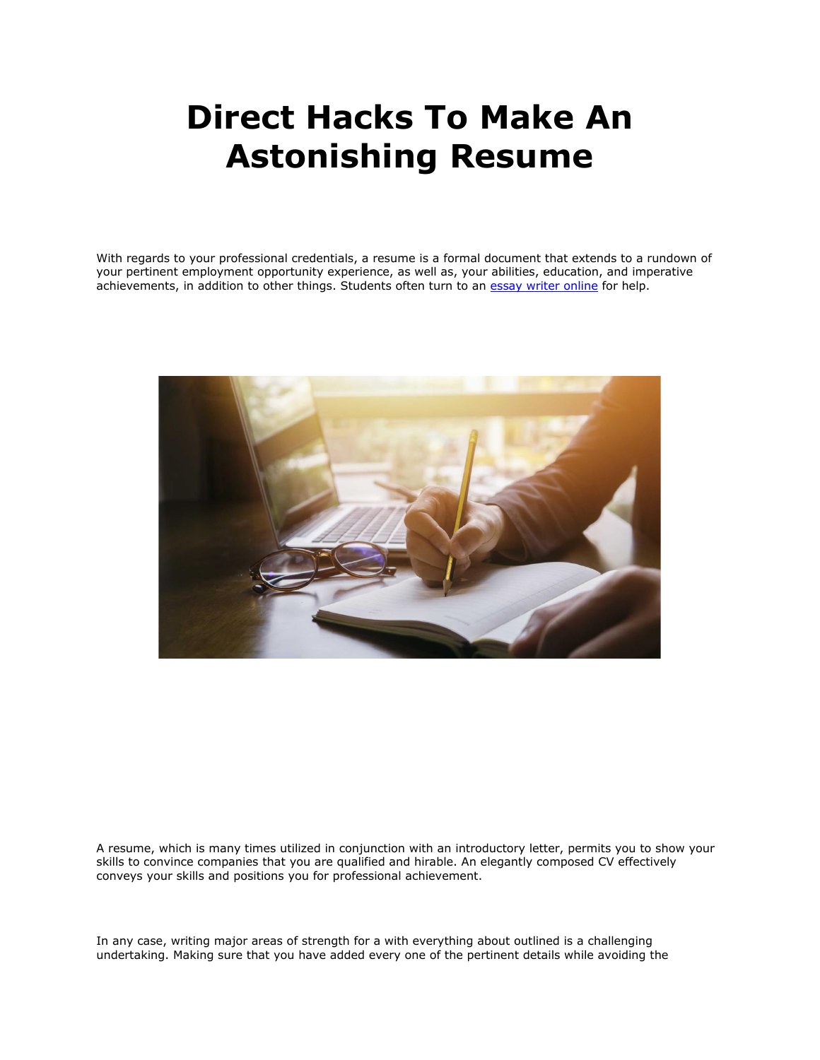# Direct Hacks To Make An Astonishing Resume

With regards to your professional credentials, a resume is a formal document that extends to a rundown of your pertinent employment opportunity experience, as well as, your abilities, education, and imperative achievements, in addition to other things. Students often turn to an [essay writer online]() for help.

A resume, which is many times utilized in conjunction with an introductory letter, permits you to show your skills to convince companies that you are qualified and hirable. An elegantly composed CV effectively conveys your skills and positions you for professional achievement.

In any case, writing major areas of strength for a with everything about outlined is a challenging undertaking. Making sure that you have added every one of the pertinent details while avoiding the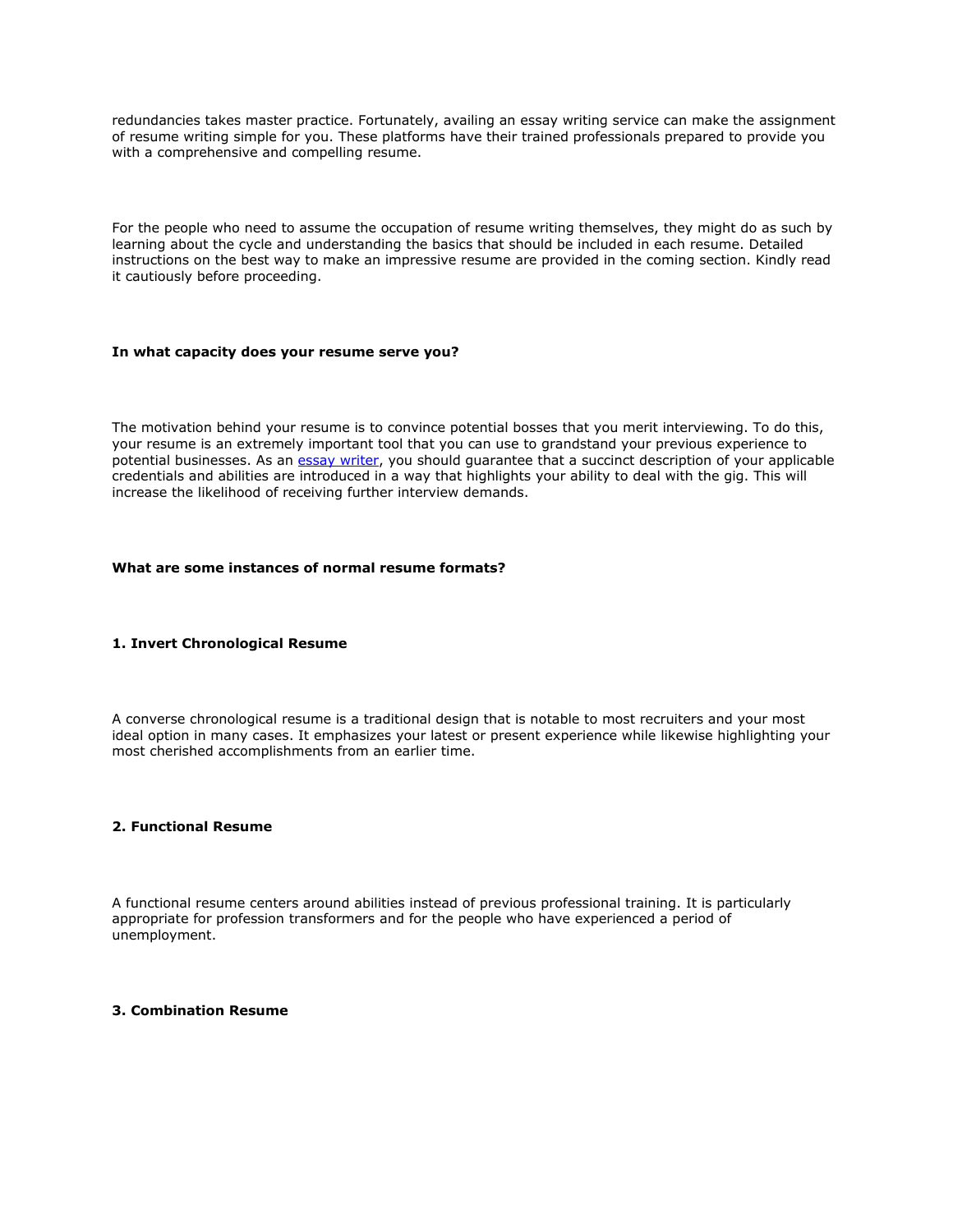redundancies takes master practice. Fortunately, availing an essay writing service can make the assignment of resume writing simple for you. These platforms have their trained professionals prepared to provide you with a comprehensive and compelling resume.

For the people who need to assume the occupation of resume writing themselves, they might do as such by learning about the cycle and understanding the basics that should be included in each resume. Detailed instructions on the best way to make an impressive resume are provided in the coming section. Kindly read it cautiously before proceeding.

**In what capacity does your resume serve you?**

The motivation behind your resume is to convince potential bosses that you merit interviewing. To do this, your resume is an extremely important tool that you can use to grandstand your previous experience to potential businesses. As an [essay writer](), you should guarantee that a succinct description of your applicable credentials and abilities are introduced in a way that highlights your ability to deal with the gig. This will increase the likelihood of receiving further interview demands.

**What are some instances of normal resume formats?**

**1. Invert Chronological Resume**

A converse chronological resume is a traditional design that is notable to most recruiters and your most ideal option in many cases. It emphasizes your latest or present experience while likewise highlighting your most cherished accomplishments from an earlier time.

**2. Functional Resume**

A functional resume centers around abilities instead of previous professional training. It is particularly appropriate for profession transformers and for the people who have experienced a period of unemployment.

**3. Combination Resume**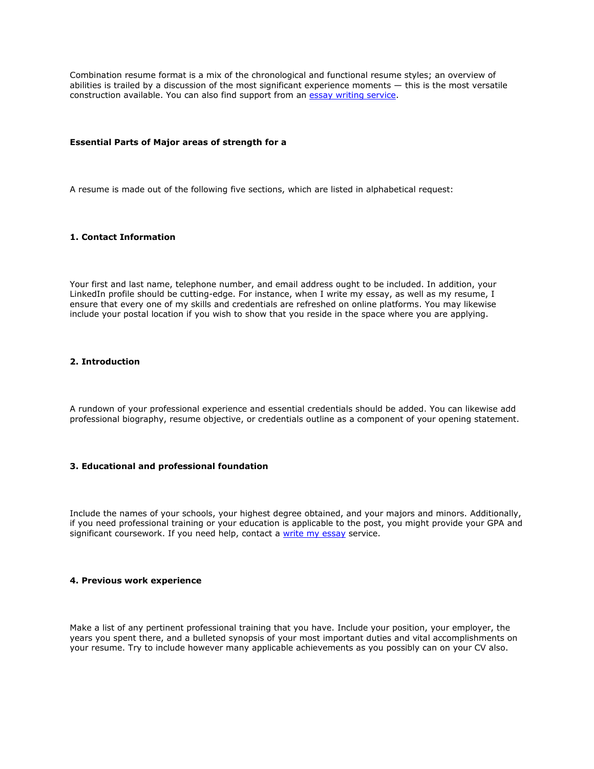Combination resume format is a mix of the chronological and functional resume styles; an overview of abilities is trailed by a discussion of the most significant experience moments — this is the most versatile construction available. You can also find support from an [essay writing service](#).

**Essential Parts of Major areas of strength for a**

A resume is made out of the following five sections, which are listed in alphabetical request:

**1. Contact Information**

Your first and last name, telephone number, and email address ought to be included. In addition, your LinkedIn profile should be cutting-edge. For instance, when I write my essay, as well as my resume, I ensure that every one of my skills and credentials are refreshed on online platforms. You may likewise include your postal location if you wish to show that you reside in the space where you are applying.

**2. Introduction**

A rundown of your professional experience and essential credentials should be added. You can likewise add professional biography, resume objective, or credentials outline as a component of your opening statement.

**3. Educational and professional foundation**

Include the names of your schools, your highest degree obtained, and your majors and minors. Additionally, if you need professional training or your education is applicable to the post, you might provide your GPA and significant coursework. If you need help, contact a [write my essay](#) service.

**4. Previous work experience**

Make a list of any pertinent professional training that you have. Include your position, your employer, the years you spent there, and a bulleted synopsis of your most important duties and vital accomplishments on your resume. Try to include however many applicable achievements as you possibly can on your CV also.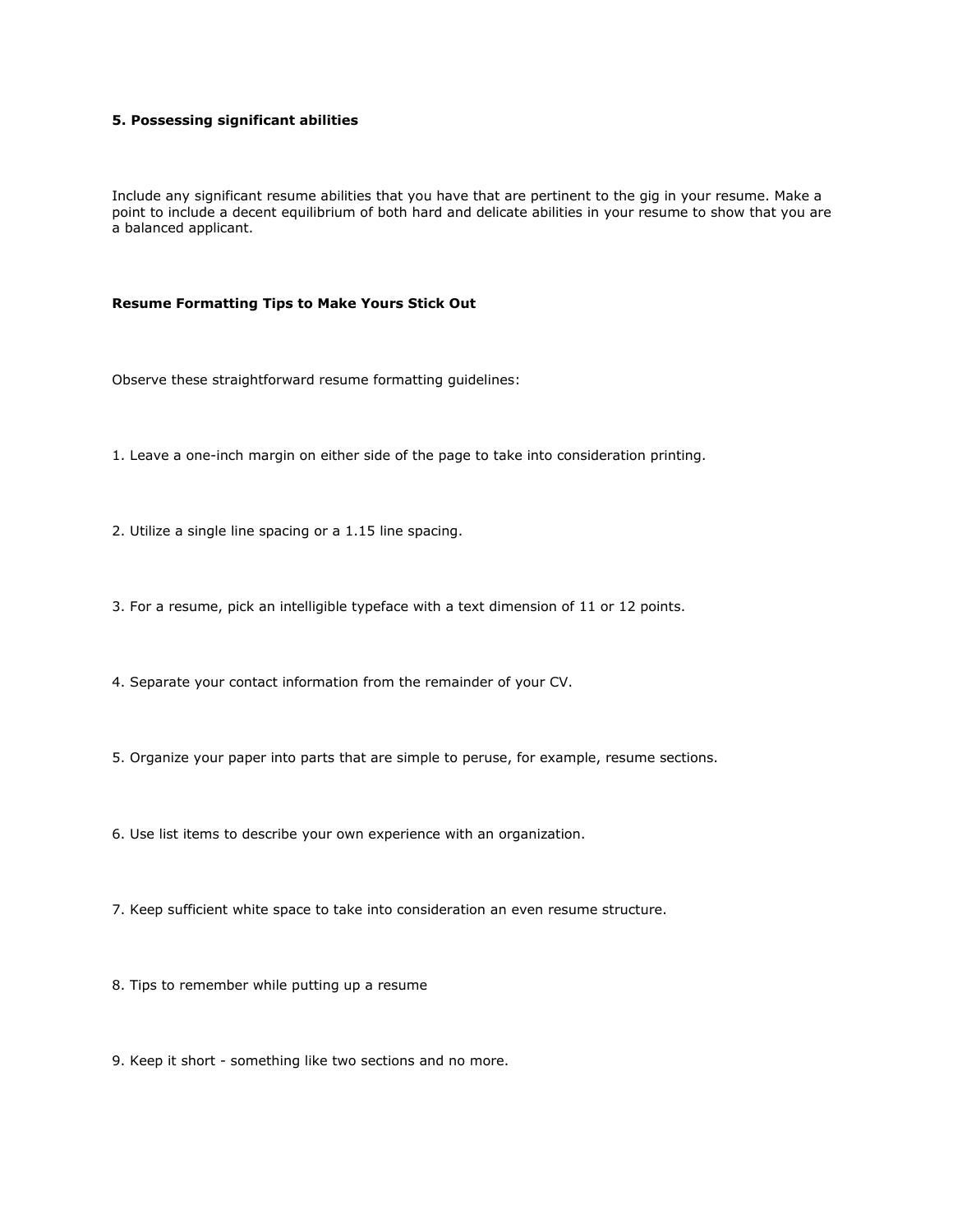**5. Possessing significant abilities**

Include any significant resume abilities that you have that are pertinent to the gig in your resume. Make a point to include a decent equilibrium of both hard and delicate abilities in your resume to show that you are a balanced applicant.

**Resume Formatting Tips to Make Yours Stick Out**

Observe these straightforward resume formatting guidelines:

1. Leave a one-inch margin on either side of the page to take into consideration printing.

2. Utilize a single line spacing or a 1.15 line spacing.

3. For a resume, pick an intelligible typeface with a text dimension of 11 or 12 points.

4. Separate your contact information from the remainder of your CV.

5. Organize your paper into parts that are simple to peruse, for example, resume sections.

6. Use list items to describe your own experience with an organization.

7. Keep sufficient white space to take into consideration an even resume structure.

8. Tips to remember while putting up a resume

9. Keep it short - something like two sections and no more.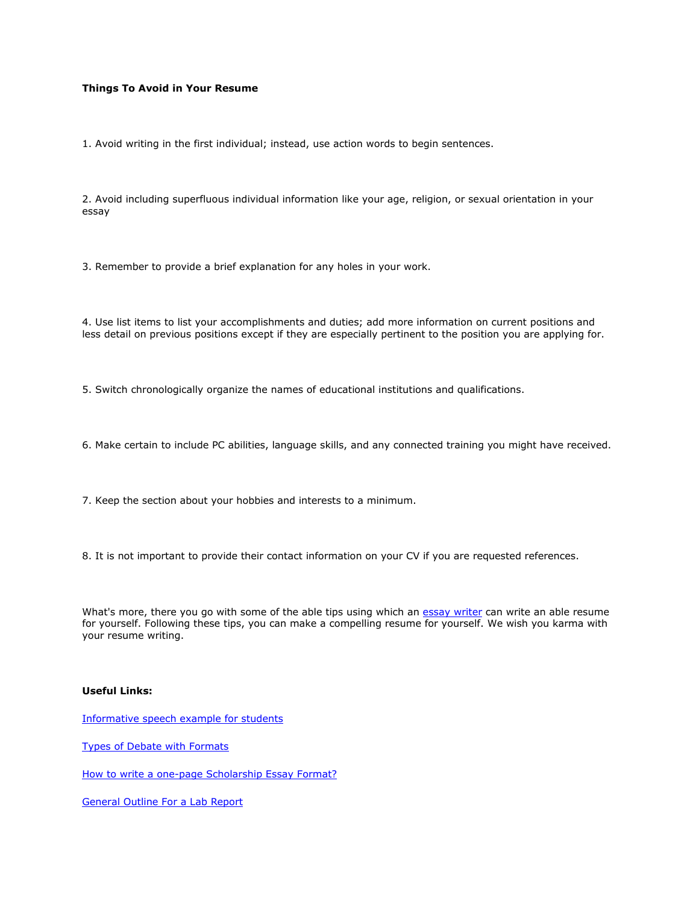**Things To Avoid in Your Resume**

1. Avoid writing in the first individual; instead, use action words to begin sentences.

2. Avoid including superfluous individual information like your age, religion, or sexual orientation in your essay

3. Remember to provide a brief explanation for any holes in your work.

4. Use list items to list your accomplishments and duties; add more information on current positions and less detail on previous positions except if they are especially pertinent to the position you are applying for.

5. Switch chronologically organize the names of educational institutions and qualifications.

6. Make certain to include PC abilities, language skills, and any connected training you might have received.

7. Keep the section about your hobbies and interests to a minimum.

8. It is not important to provide their contact information on your CV if you are requested references.

What's more, there you go with some of the able tips using which an essay writer can write an able resume for yourself. Following these tips, you can make a compelling resume for yourself. We wish you karma with your resume writing.

**Useful Links:**

Informative speech example for students

Types of Debate with Formats

How to write a one-page Scholarship Essay Format?

General Outline For a Lab Report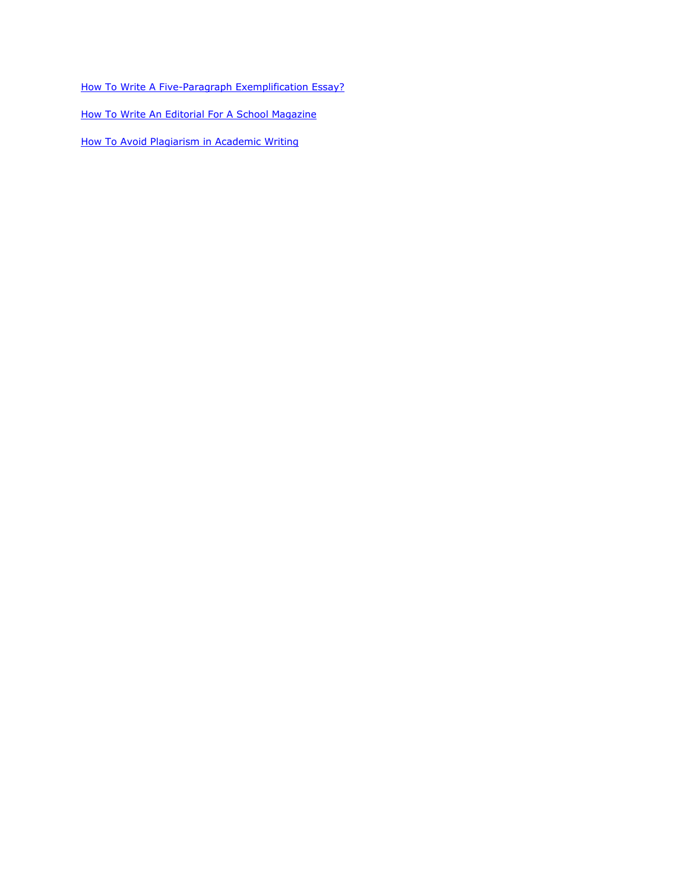How To Write A Five-Paragraph Exemplification Essay?

How To Write An Editorial For A School Magazine

How To Avoid Plagiarism in Academic Writing